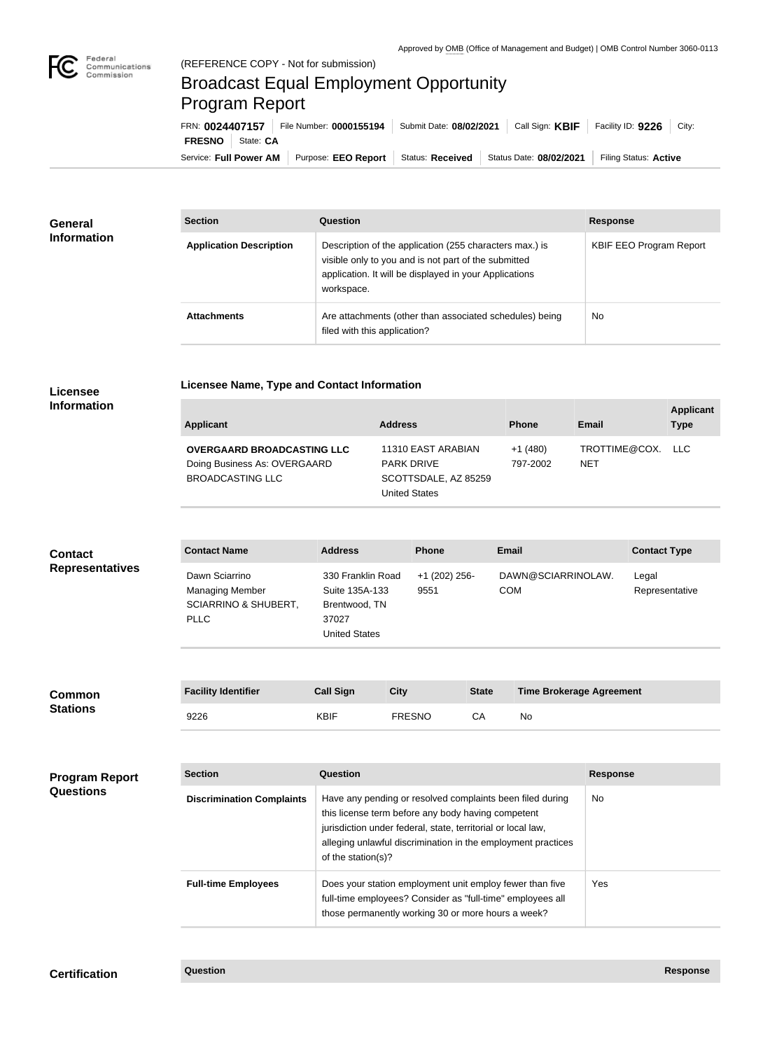Approved by OMB (Office of Management and Budget) | OMB Control Number 3060-0113

(REFERENCE COPY - Not for submission)

# Broadcast Equal Employment Opportunity Program Report

FRN: **0024407157** | File Number: **0000155194** | Submit Date: **08/02/2021** | Call Sign: **KBIF** | Facility ID: **9226** | City: **FRESNO** | State: **CA**

Service: **Full Power AM** | Purpose: **EEO Report** | Status: **Received** | Status Date: **08/02/2021** | Filing Status: **Active**

## General Information

| Section | Question | Response |
| --- | --- | --- |
| **Application Description** | Description of the application (255 characters max.) is visible only to you and is not part of the submitted application. It will be displayed in your Applications workspace. | KBIF EEO Program Report |
| **Attachments** | Are attachments (other than associated schedules) being filed with this application? | No |

## Licensee Information

### Licensee Name, Type and Contact Information

| Applicant | Address | Phone | Email | Applicant Type |
| --- | --- | --- | --- | --- |
| **OVERGAARD BROADCASTING LLC** Doing Business As: OVERGAARD BROADCASTING LLC | 11310 EAST ARABIAN PARK DRIVE SCOTTSDALE, AZ 85259 United States | +1 (480) 797-2002 | TROTTIME@COX.NET | LLC |

## Contact Representatives

| Contact Name | Address | Phone | Email | Contact Type |
| --- | --- | --- | --- | --- |
| Dawn Sciarrino Managing Member SCIARRINO & SHUBERT, PLLC | 330 Franklin Road Suite 135A-133 Brentwood, TN 37027 United States | +1 (202) 256-9551 | DAWN@SCIARRINOLAW.COM | Legal Representative |

## Common Stations

| Facility Identifier | Call Sign | City | State | Time Brokerage Agreement |
| --- | --- | --- | --- | --- |
| 9226 | KBIF | FRESNO | CA | No |

## Program Report Questions

| Section | Question | Response |
| --- | --- | --- |
| **Discrimination Complaints** | Have any pending or resolved complaints been filed during this license term before any body having competent jurisdiction under federal, state, territorial or local law, alleging unlawful discrimination in the employment practices of the station(s)? | No |
| **Full-time Employees** | Does your station employment unit employ fewer than five full-time employees? Consider as "full-time" employees all those permanently working 30 or more hours a week? | Yes |

## Certification

| Question | Response |
| --- | --- |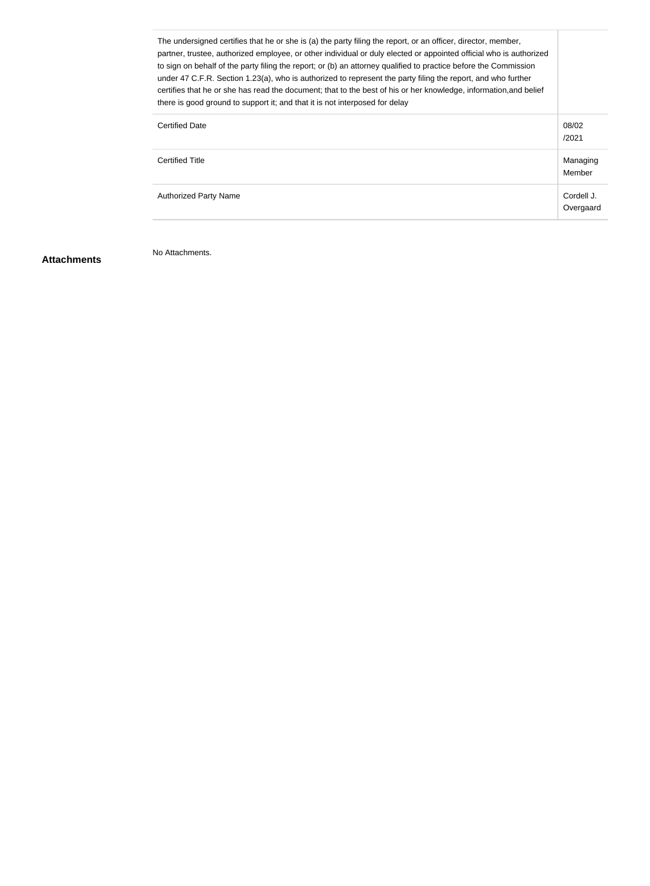| | |
|---|---|
| The undersigned certifies that he or she is (a) the party filing the report, or an officer, director, member, partner, trustee, authorized employee, or other individual or duly elected or appointed official who is authorized to sign on behalf of the party filing the report; or (b) an attorney qualified to practice before the Commission under 47 C.F.R. Section 1.23(a), who is authorized to represent the party filing the report, and who further certifies that he or she has read the document; that to the best of his or her knowledge, information,and belief there is good ground to support it; and that it is not interposed for delay | |
| Certified Date | 08/02/2021 |
| Certified Title | Managing Member |
| Authorized Party Name | Cordell J. Overgaard |

**Attachments**

No Attachments.